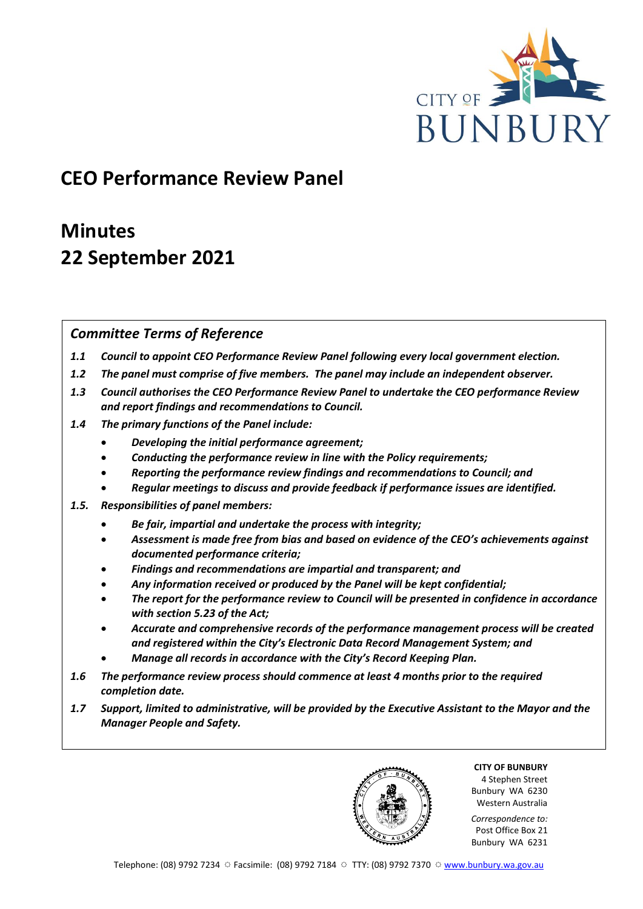# CEO Performance Review Panel

# Minutes
# 22 September 2021

## *Committee Terms of Reference*

***1.1 Council to appoint CEO Performance Review Panel following every local government election.***

***1.2 The panel must comprise of five members. The panel may include an independent observer.***

***1.3 Council authorises the CEO Performance Review Panel to undertake the CEO performance Review and report findings and recommendations to Council.***

***1.4 The primary functions of the Panel include:***

- ***Developing the initial performance agreement;***
- ***Conducting the performance review in line with the Policy requirements;***
- ***Reporting the performance review findings and recommendations to Council; and***
- ***Regular meetings to discuss and provide feedback if performance issues are identified.***

***1.5. Responsibilities of panel members:***

- ***Be fair, impartial and undertake the process with integrity;***
- ***Assessment is made free from bias and based on evidence of the CEO's achievements against documented performance criteria;***
- ***Findings and recommendations are impartial and transparent; and***
- ***Any information received or produced by the Panel will be kept confidential;***
- ***The report for the performance review to Council will be presented in confidence in accordance with section 5.23 of the Act;***
- ***Accurate and comprehensive records of the performance management process will be created and registered within the City's Electronic Data Record Management System; and***
- ***Manage all records in accordance with the City's Record Keeping Plan.***

***1.6 The performance review process should commence at least 4 months prior to the required completion date.***

***1.7 Support, limited to administrative, will be provided by the Executive Assistant to the Mayor and the Manager People and Safety.***

**CITY OF BUNBURY**
4 Stephen Street
Bunbury WA 6230
Western Australia

*Correspondence to:*
Post Office Box 21
Bunbury WA 6231

Telephone: (08) 9792 7234 ◌ Facsimile: (08) 9792 7184 ◌ TTY: (08) 9792 7370 ◌ www.bunbury.wa.gov.au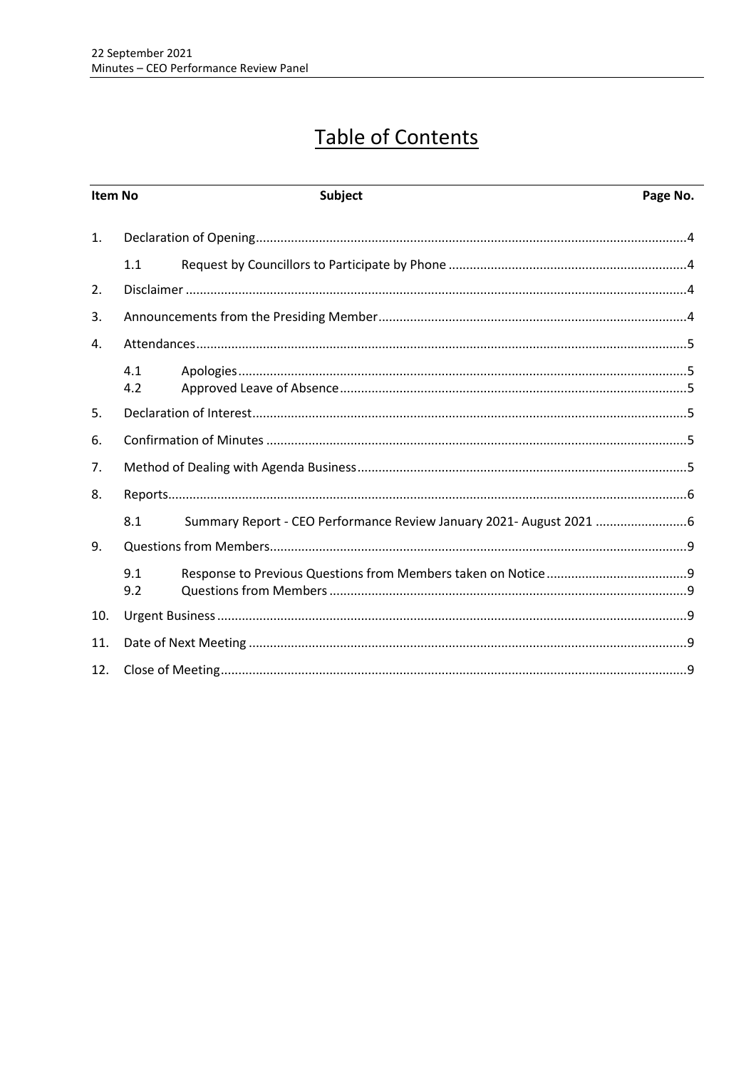# Table of Contents

| Item No | | Subject | Page No. |
|---|---|---|---|
| 1. | | Declaration of Opening | 4 |
| | 1.1 | Request by Councillors to Participate by Phone | 4 |
| 2. | | Disclaimer | 4 |
| 3. | | Announcements from the Presiding Member | 4 |
| 4. | | Attendances | 5 |
| | 4.1 | Apologies | 5 |
| | 4.2 | Approved Leave of Absence | 5 |
| 5. | | Declaration of Interest | 5 |
| 6. | | Confirmation of Minutes | 5 |
| 7. | | Method of Dealing with Agenda Business | 5 |
| 8. | | Reports | 6 |
| | 8.1 | Summary Report - CEO Performance Review January 2021- August 2021 | 6 |
| 9. | | Questions from Members | 9 |
| | 9.1 | Response to Previous Questions from Members taken on Notice | 9 |
| | 9.2 | Questions from Members | 9 |
| 10. | | Urgent Business | 9 |
| 11. | | Date of Next Meeting | 9 |
| 12. | | Close of Meeting | 9 |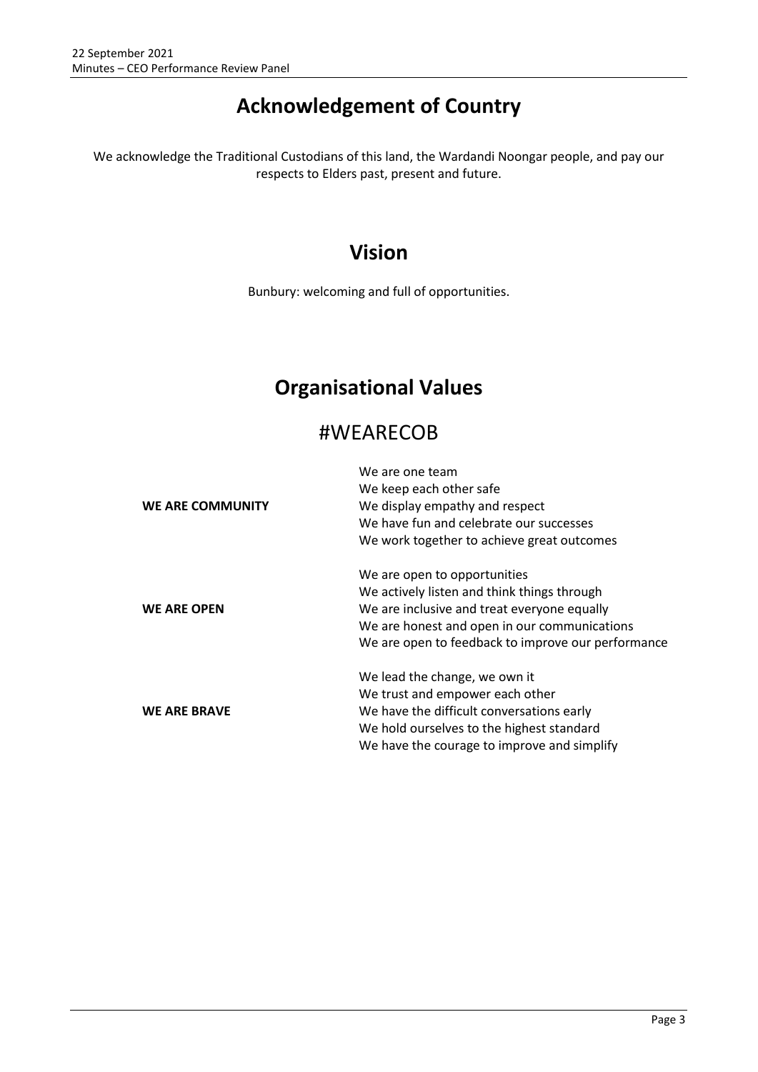# Acknowledgement of Country

We acknowledge the Traditional Custodians of this land, the Wardandi Noongar people, and pay our respects to Elders past, present and future.

# Vision

Bunbury: welcoming and full of opportunities.

# Organisational Values

## #WEARECOB

| | |
|---|---|
| **WE ARE COMMUNITY** | We are one team<br>We keep each other safe<br>We display empathy and respect<br>We have fun and celebrate our successes<br>We work together to achieve great outcomes |
| **WE ARE OPEN** | We are open to opportunities<br>We actively listen and think things through<br>We are inclusive and treat everyone equally<br>We are honest and open in our communications<br>We are open to feedback to improve our performance |
| **WE ARE BRAVE** | We lead the change, we own it<br>We trust and empower each other<br>We have the difficult conversations early<br>We hold ourselves to the highest standard<br>We have the courage to improve and simplify |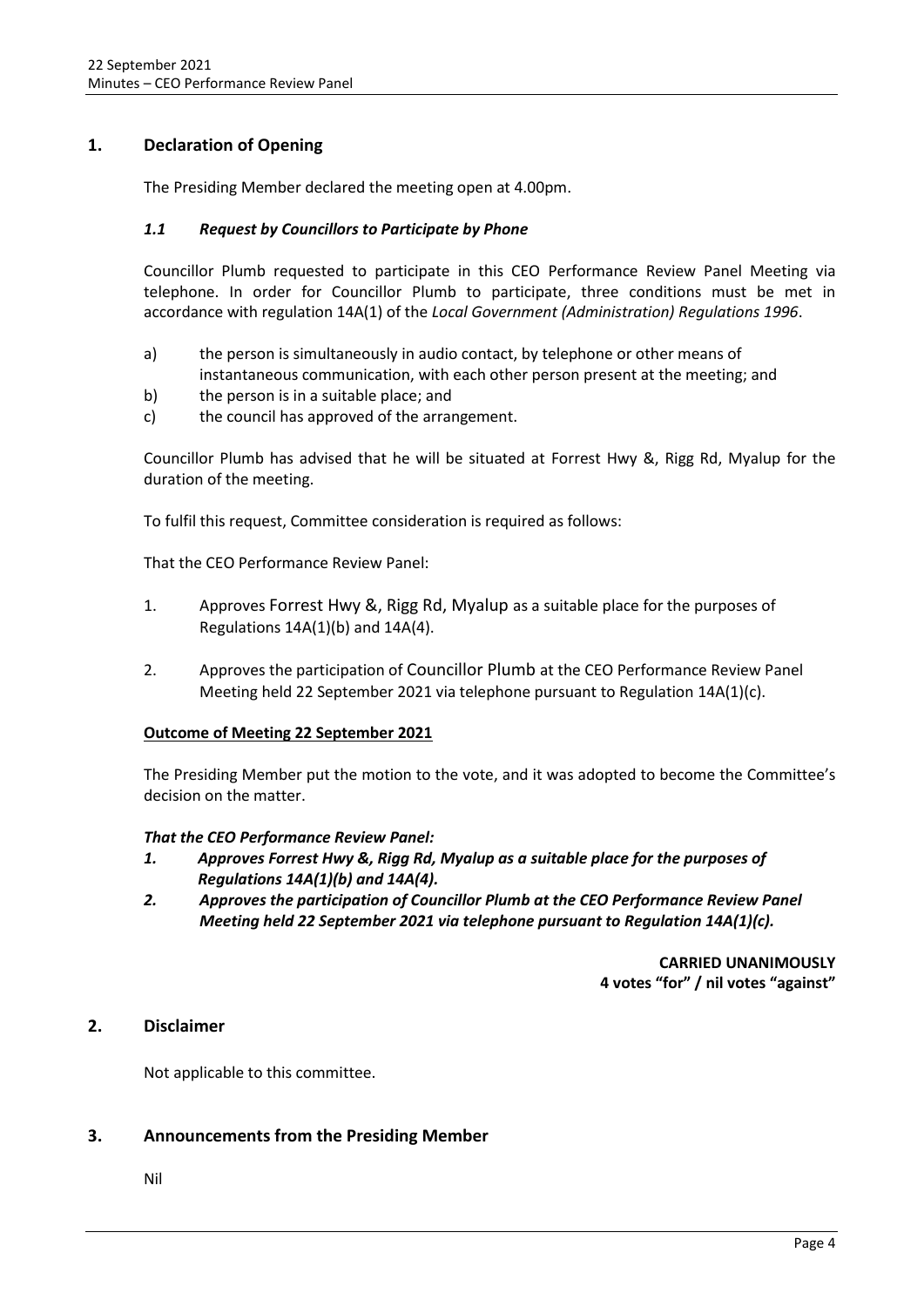## 1. Declaration of Opening

The Presiding Member declared the meeting open at 4.00pm.

### *1.1 Request by Councillors to Participate by Phone*

Councillor Plumb requested to participate in this CEO Performance Review Panel Meeting via telephone. In order for Councillor Plumb to participate, three conditions must be met in accordance with regulation 14A(1) of the *Local Government (Administration) Regulations 1996*.

a) the person is simultaneously in audio contact, by telephone or other means of instantaneous communication, with each other person present at the meeting; and
b) the person is in a suitable place; and
c) the council has approved of the arrangement.

Councillor Plumb has advised that he will be situated at Forrest Hwy &, Rigg Rd, Myalup for the duration of the meeting.

To fulfil this request, Committee consideration is required as follows:

That the CEO Performance Review Panel:

1. Approves Forrest Hwy &, Rigg Rd, Myalup as a suitable place for the purposes of Regulations 14A(1)(b) and 14A(4).

2. Approves the participation of Councillor Plumb at the CEO Performance Review Panel Meeting held 22 September 2021 via telephone pursuant to Regulation 14A(1)(c).

**Outcome of Meeting 22 September 2021**

The Presiding Member put the motion to the vote, and it was adopted to become the Committee's decision on the matter.

***That the CEO Performance Review Panel:***
1. ***Approves Forrest Hwy &, Rigg Rd, Myalup as a suitable place for the purposes of Regulations 14A(1)(b) and 14A(4).***
2. ***Approves the participation of Councillor Plumb at the CEO Performance Review Panel Meeting held 22 September 2021 via telephone pursuant to Regulation 14A(1)(c).***

**CARRIED UNANIMOUSLY**
**4 votes "for" / nil votes "against"**

## 2. Disclaimer

Not applicable to this committee.

## 3. Announcements from the Presiding Member

Nil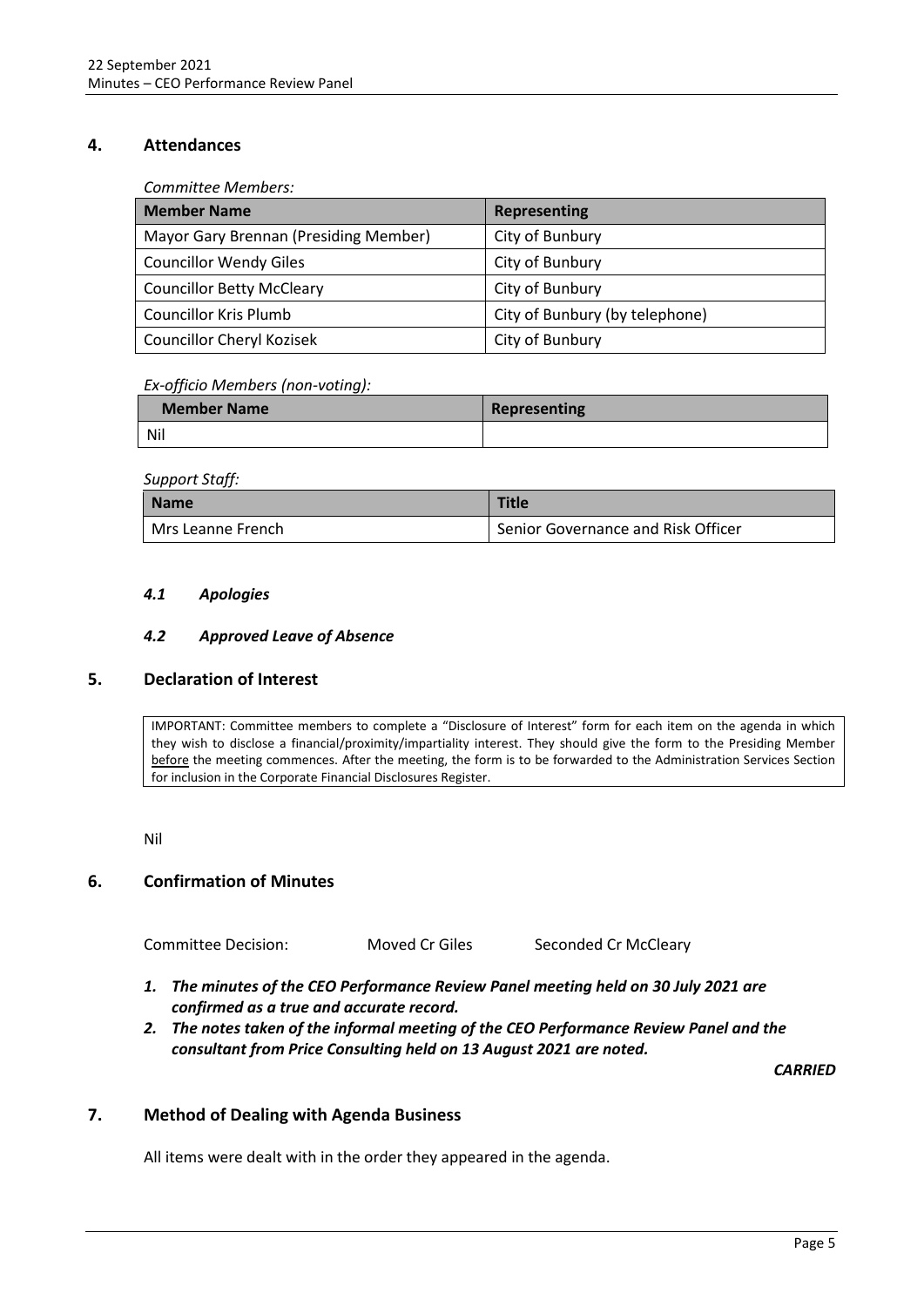## 4. Attendances

*Committee Members:*

| Member Name | Representing |
| --- | --- |
| Mayor Gary Brennan (Presiding Member) | City of Bunbury |
| Councillor Wendy Giles | City of Bunbury |
| Councillor Betty McCleary | City of Bunbury |
| Councillor Kris Plumb | City of Bunbury (by telephone) |
| Councillor Cheryl Kozisek | City of Bunbury |

*Ex-officio Members (non-voting):*

| Member Name | Representing |
| --- | --- |
| Nil | |

*Support Staff:*

| Name | Title |
| --- | --- |
| Mrs Leanne French | Senior Governance and Risk Officer |

### *4.1 Apologies*

### *4.2 Approved Leave of Absence*

## 5. Declaration of Interest

> IMPORTANT: Committee members to complete a "Disclosure of Interest" form for each item on the agenda in which they wish to disclose a financial/proximity/impartiality interest. They should give the form to the Presiding Member before the meeting commences. After the meeting, the form is to be forwarded to the Administration Services Section for inclusion in the Corporate Financial Disclosures Register.

Nil

## 6. Confirmation of Minutes

Committee Decision: Moved Cr Giles Seconded Cr McCleary

1. ***The minutes of the CEO Performance Review Panel meeting held on 30 July 2021 are confirmed as a true and accurate record.***
2. ***The notes taken of the informal meeting of the CEO Performance Review Panel and the consultant from Price Consulting held on 13 August 2021 are noted.***

***CARRIED***

## 7. Method of Dealing with Agenda Business

All items were dealt with in the order they appeared in the agenda.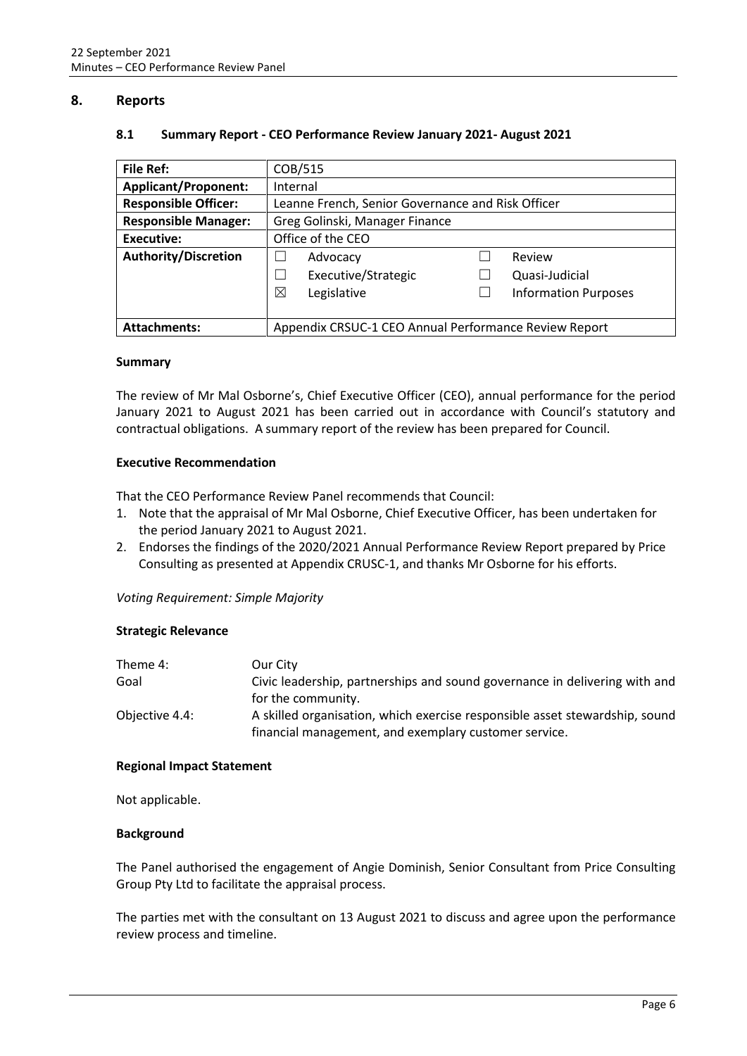## 8. Reports

### 8.1 Summary Report - CEO Performance Review January 2021- August 2021

| File Ref: | COB/515 |
|---|---|
| **Applicant/Proponent:** | Internal |
| **Responsible Officer:** | Leanne French, Senior Governance and Risk Officer |
| **Responsible Manager:** | Greg Golinski, Manager Finance |
| **Executive:** | Office of the CEO |
| **Authority/Discretion** | ☐ Advocacy ☐ Review<br>☐ Executive/Strategic ☐ Quasi-Judicial<br>☒ Legislative ☐ Information Purposes |
| **Attachments:** | Appendix CRSUC-1 CEO Annual Performance Review Report |

#### Summary

The review of Mr Mal Osborne's, Chief Executive Officer (CEO), annual performance for the period January 2021 to August 2021 has been carried out in accordance with Council's statutory and contractual obligations. A summary report of the review has been prepared for Council.

#### Executive Recommendation

That the CEO Performance Review Panel recommends that Council:

1. Note that the appraisal of Mr Mal Osborne, Chief Executive Officer, has been undertaken for the period January 2021 to August 2021.
2. Endorses the findings of the 2020/2021 Annual Performance Review Report prepared by Price Consulting as presented at Appendix CRUSC-1, and thanks Mr Osborne for his efforts.

*Voting Requirement: Simple Majority*

#### Strategic Relevance

| | |
|---|---|
| Theme 4: | Our City |
| Goal | Civic leadership, partnerships and sound governance in delivering with and for the community. |
| Objective 4.4: | A skilled organisation, which exercise responsible asset stewardship, sound financial management, and exemplary customer service. |

#### Regional Impact Statement

Not applicable.

#### Background

The Panel authorised the engagement of Angie Dominish, Senior Consultant from Price Consulting Group Pty Ltd to facilitate the appraisal process.

The parties met with the consultant on 13 August 2021 to discuss and agree upon the performance review process and timeline.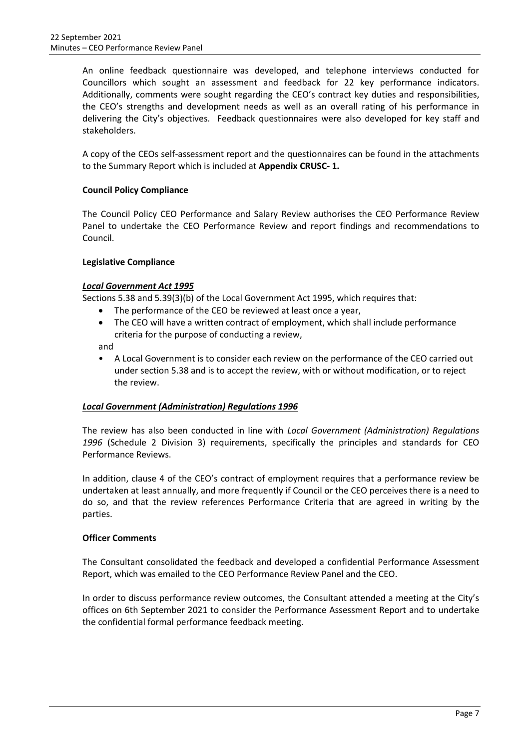An online feedback questionnaire was developed, and telephone interviews conducted for Councillors which sought an assessment and feedback for 22 key performance indicators. Additionally, comments were sought regarding the CEO's contract key duties and responsibilities, the CEO's strengths and development needs as well as an overall rating of his performance in delivering the City's objectives. Feedback questionnaires were also developed for key staff and stakeholders.

A copy of the CEOs self-assessment report and the questionnaires can be found in the attachments to the Summary Report which is included at **Appendix CRUSC- 1.**

**Council Policy Compliance**

The Council Policy CEO Performance and Salary Review authorises the CEO Performance Review Panel to undertake the CEO Performance Review and report findings and recommendations to Council.

**Legislative Compliance**

***Local Government Act 1995***

Sections 5.38 and 5.39(3)(b) of the Local Government Act 1995, which requires that:

- The performance of the CEO be reviewed at least once a year,
- The CEO will have a written contract of employment, which shall include performance criteria for the purpose of conducting a review,

and

- A Local Government is to consider each review on the performance of the CEO carried out under section 5.38 and is to accept the review, with or without modification, or to reject the review.

***Local Government (Administration) Regulations 1996***

The review has also been conducted in line with *Local Government (Administration) Regulations 1996* (Schedule 2 Division 3) requirements, specifically the principles and standards for CEO Performance Reviews.

In addition, clause 4 of the CEO's contract of employment requires that a performance review be undertaken at least annually, and more frequently if Council or the CEO perceives there is a need to do so, and that the review references Performance Criteria that are agreed in writing by the parties.

**Officer Comments**

The Consultant consolidated the feedback and developed a confidential Performance Assessment Report, which was emailed to the CEO Performance Review Panel and the CEO.

In order to discuss performance review outcomes, the Consultant attended a meeting at the City's offices on 6th September 2021 to consider the Performance Assessment Report and to undertake the confidential formal performance feedback meeting.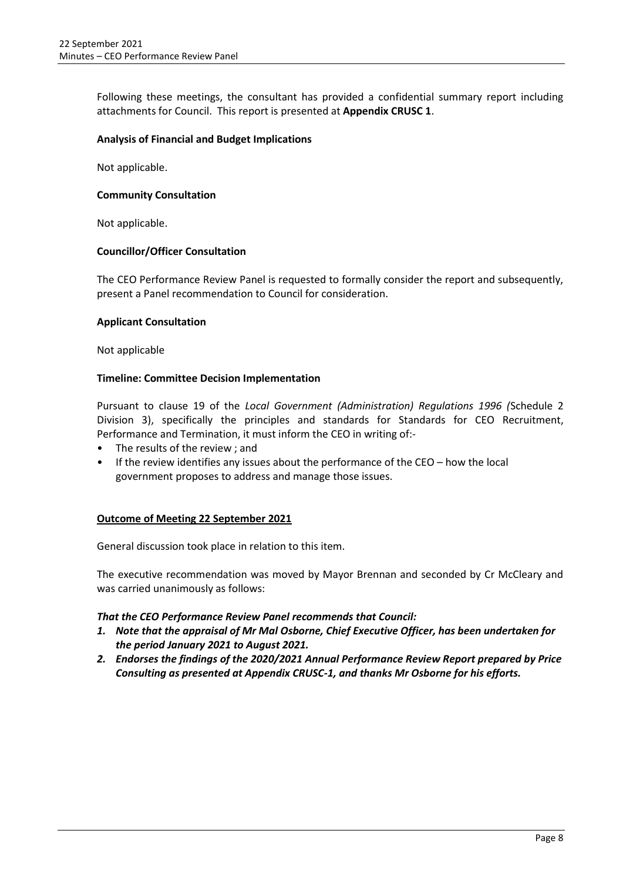Following these meetings, the consultant has provided a confidential summary report including attachments for Council. This report is presented at **Appendix CRUSC 1**.

**Analysis of Financial and Budget Implications**

Not applicable.

**Community Consultation**

Not applicable.

**Councillor/Officer Consultation**

The CEO Performance Review Panel is requested to formally consider the report and subsequently, present a Panel recommendation to Council for consideration.

**Applicant Consultation**

Not applicable

**Timeline: Committee Decision Implementation**

Pursuant to clause 19 of the *Local Government (Administration) Regulations 1996 (*Schedule 2 Division 3), specifically the principles and standards for Standards for CEO Recruitment, Performance and Termination, it must inform the CEO in writing of:-

- The results of the review ; and
- If the review identifies any issues about the performance of the CEO – how the local government proposes to address and manage those issues.

**Outcome of Meeting 22 September 2021**

General discussion took place in relation to this item.

The executive recommendation was moved by Mayor Brennan and seconded by Cr McCleary and was carried unanimously as follows:

***That the CEO Performance Review Panel recommends that Council:***

1. ***Note that the appraisal of Mr Mal Osborne, Chief Executive Officer, has been undertaken for the period January 2021 to August 2021.***
2. ***Endorses the findings of the 2020/2021 Annual Performance Review Report prepared by Price Consulting as presented at Appendix CRUSC-1, and thanks Mr Osborne for his efforts.***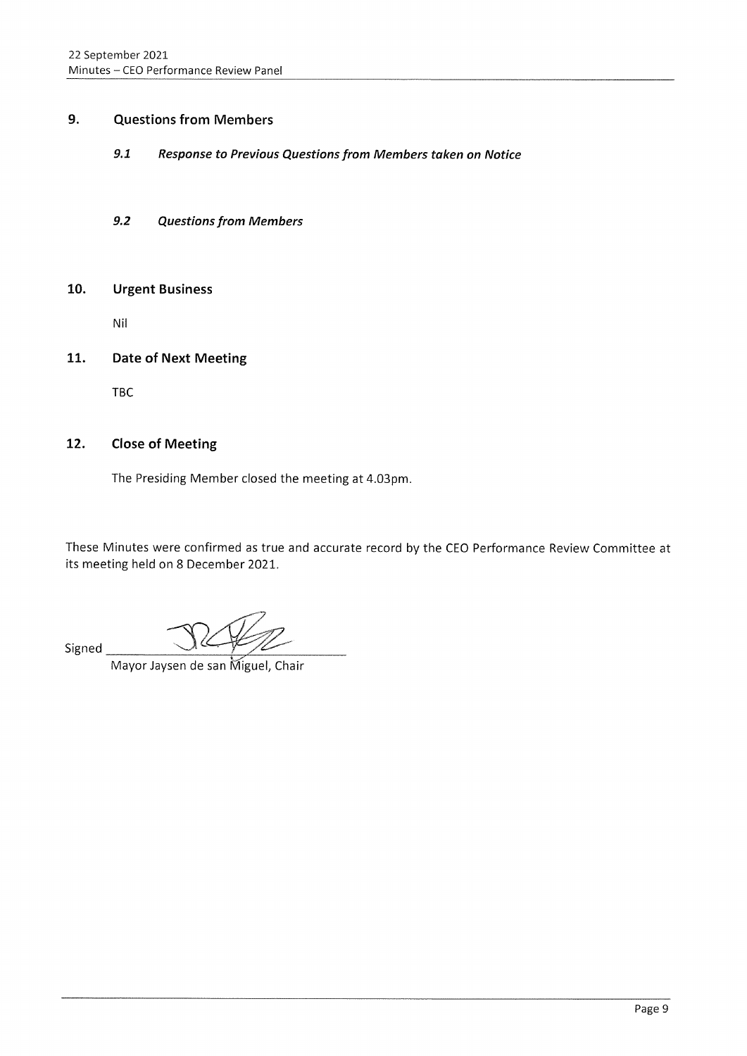## 9. Questions from Members

### *9.1 Response to Previous Questions from Members taken on Notice*

### *9.2 Questions from Members*

## 10. Urgent Business

Nil

## 11. Date of Next Meeting

TBC

## 12. Close of Meeting

The Presiding Member closed the meeting at 4.03pm.

These Minutes were confirmed as true and accurate record by the CEO Performance Review Committee at its meeting held on 8 December 2021.

Signed ______________________

Mayor Jaysen de san Miguel, Chair